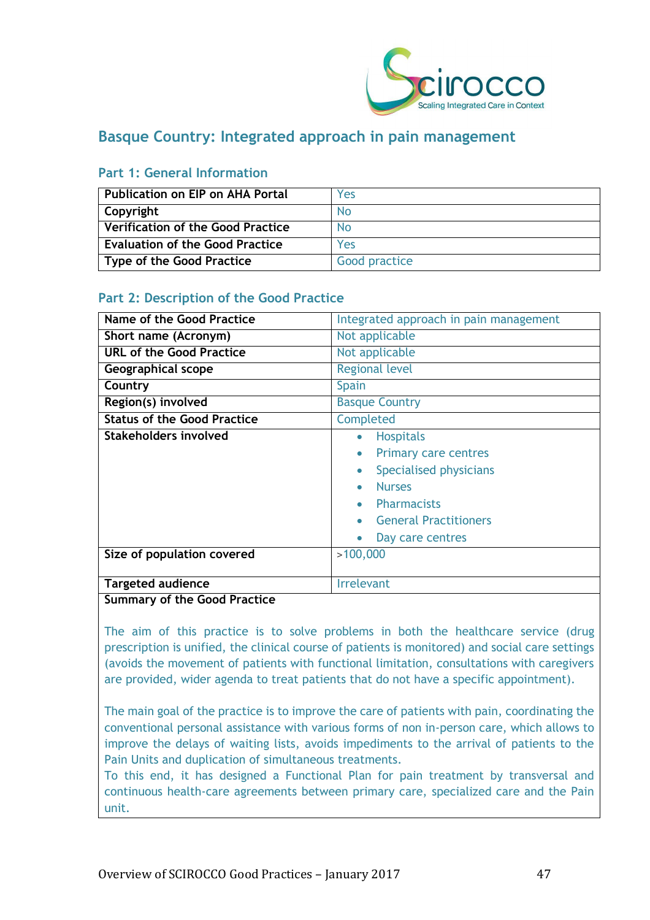# Basque Country: Integrated approach in pain management

## Part 1: General Information

| | |
|---|---|
| **Publication on EIP on AHA Portal** | Yes |
| **Copyright** | No |
| **Verification of the Good Practice** | No |
| **Evaluation of the Good Practice** | Yes |
| **Type of the Good Practice** | Good practice |

## Part 2: Description of the Good Practice

| | |
|---|---|
| **Name of the Good Practice** | Integrated approach in pain management |
| **Short name (Acronym)** | Not applicable |
| **URL of the Good Practice** | Not applicable |
| **Geographical scope** | Regional level |
| **Country** | Spain |
| **Region(s) involved** | Basque Country |
| **Status of the Good Practice** | Completed |
| **Stakeholders involved** | • Hospitals<br>• Primary care centres<br>• Specialised physicians<br>• Nurses<br>• Pharmacists<br>• General Practitioners<br>• Day care centres |
| **Size of population covered** | >100,000 |
| **Targeted audience** | Irrelevant |

**Summary of the Good Practice**

The aim of this practice is to solve problems in both the healthcare service (drug prescription is unified, the clinical course of patients is monitored) and social care settings (avoids the movement of patients with functional limitation, consultations with caregivers are provided, wider agenda to treat patients that do not have a specific appointment).

The main goal of the practice is to improve the care of patients with pain, coordinating the conventional personal assistance with various forms of non in-person care, which allows to improve the delays of waiting lists, avoids impediments to the arrival of patients to the Pain Units and duplication of simultaneous treatments.

To this end, it has designed a Functional Plan for pain treatment by transversal and continuous health-care agreements between primary care, specialized care and the Pain unit.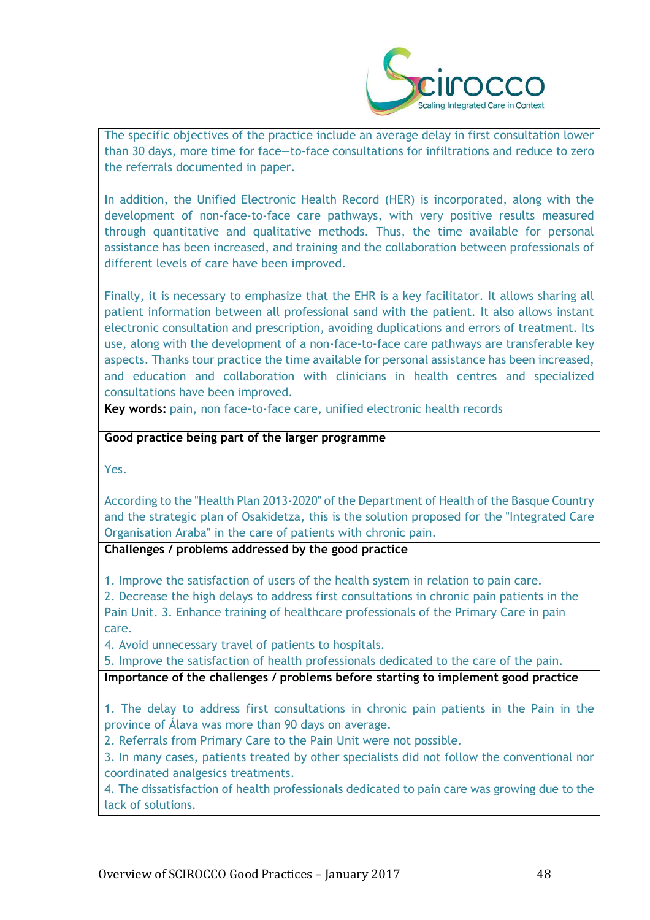The specific objectives of the practice include an average delay in first consultation lower than 30 days, more time for face—to-face consultations for infiltrations and reduce to zero the referrals documented in paper.

In addition, the Unified Electronic Health Record (HER) is incorporated, along with the development of non-face-to-face care pathways, with very positive results measured through quantitative and qualitative methods. Thus, the time available for personal assistance has been increased, and training and the collaboration between professionals of different levels of care have been improved.

Finally, it is necessary to emphasize that the EHR is a key facilitator. It allows sharing all patient information between all professional sand with the patient. It also allows instant electronic consultation and prescription, avoiding duplications and errors of treatment. Its use, along with the development of a non-face-to-face care pathways are transferable key aspects. Thanks tour practice the time available for personal assistance has been increased, and education and collaboration with clinicians in health centres and specialized consultations have been improved.

**Key words:** pain, non face-to-face care, unified electronic health records

**Good practice being part of the larger programme**

Yes.

According to the "Health Plan 2013-2020" of the Department of Health of the Basque Country and the strategic plan of Osakidetza, this is the solution proposed for the "Integrated Care Organisation Araba" in the care of patients with chronic pain.

**Challenges / problems addressed by the good practice**

1. Improve the satisfaction of users of the health system in relation to pain care.
2. Decrease the high delays to address first consultations in chronic pain patients in the Pain Unit. 3. Enhance training of healthcare professionals of the Primary Care in pain care.
4. Avoid unnecessary travel of patients to hospitals.
5. Improve the satisfaction of health professionals dedicated to the care of the pain.

**Importance of the challenges / problems before starting to implement good practice**

1. The delay to address first consultations in chronic pain patients in the Pain in the province of Álava was more than 90 days on average.
2. Referrals from Primary Care to the Pain Unit were not possible.
3. In many cases, patients treated by other specialists did not follow the conventional nor coordinated analgesics treatments.
4. The dissatisfaction of health professionals dedicated to pain care was growing due to the lack of solutions.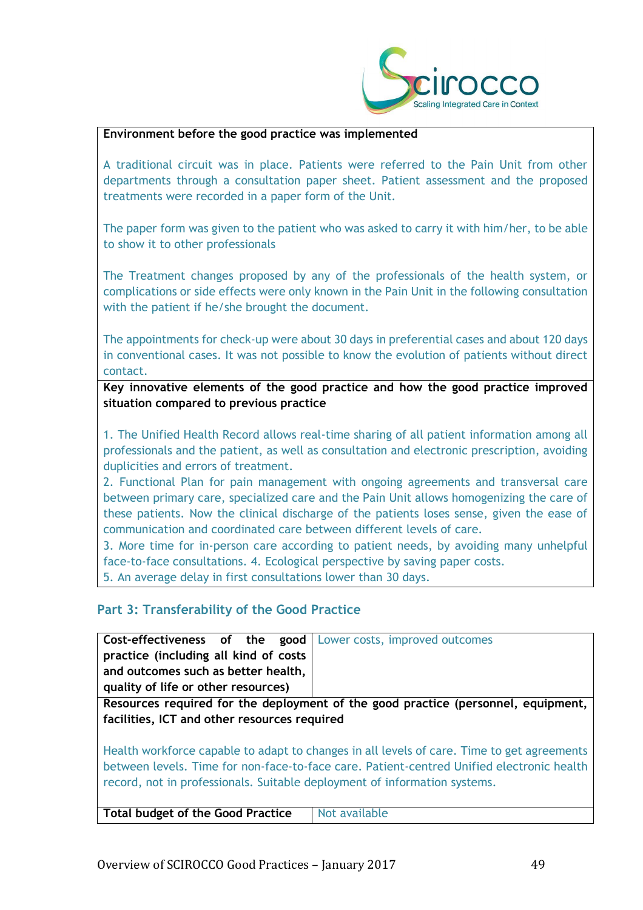| **Environment before the good practice was implemented** |
|---|
| A traditional circuit was in place. Patients were referred to the Pain Unit from other departments through a consultation paper sheet. Patient assessment and the proposed treatments were recorded in a paper form of the Unit.<br><br>The paper form was given to the patient who was asked to carry it with him/her, to be able to show it to other professionals<br><br>The Treatment changes proposed by any of the professionals of the health system, or complications or side effects were only known in the Pain Unit in the following consultation with the patient if he/she brought the document.<br><br>The appointments for check-up were about 30 days in preferential cases and about 120 days in conventional cases. It was not possible to know the evolution of patients without direct contact. |
| **Key innovative elements of the good practice and how the good practice improved situation compared to previous practice** |
| 1. The Unified Health Record allows real-time sharing of all patient information among all professionals and the patient, as well as consultation and electronic prescription, avoiding duplicities and errors of treatment.<br>2. Functional Plan for pain management with ongoing agreements and transversal care between primary care, specialized care and the Pain Unit allows homogenizing the care of these patients. Now the clinical discharge of the patients loses sense, given the ease of communication and coordinated care between different levels of care.<br>3. More time for in-person care according to patient needs, by avoiding many unhelpful face-to-face consultations. 4. Ecological perspective by saving paper costs.<br>5. An average delay in first consultations lower than 30 days. |

### Part 3: Transferability of the Good Practice

| **Cost-effectiveness of the good practice (including all kind of costs and outcomes such as better health, quality of life or other resources)** | Lower costs, improved outcomes |
|---|---|
| **Resources required for the deployment of the good practice (personnel, equipment, facilities, ICT and other resources required** | |
| Health workforce capable to adapt to changes in all levels of care. Time to get agreements between levels. Time for non-face-to-face care. Patient-centred Unified electronic health record, not in professionals. Suitable deployment of information systems. | |
| **Total budget of the Good Practice** | Not available |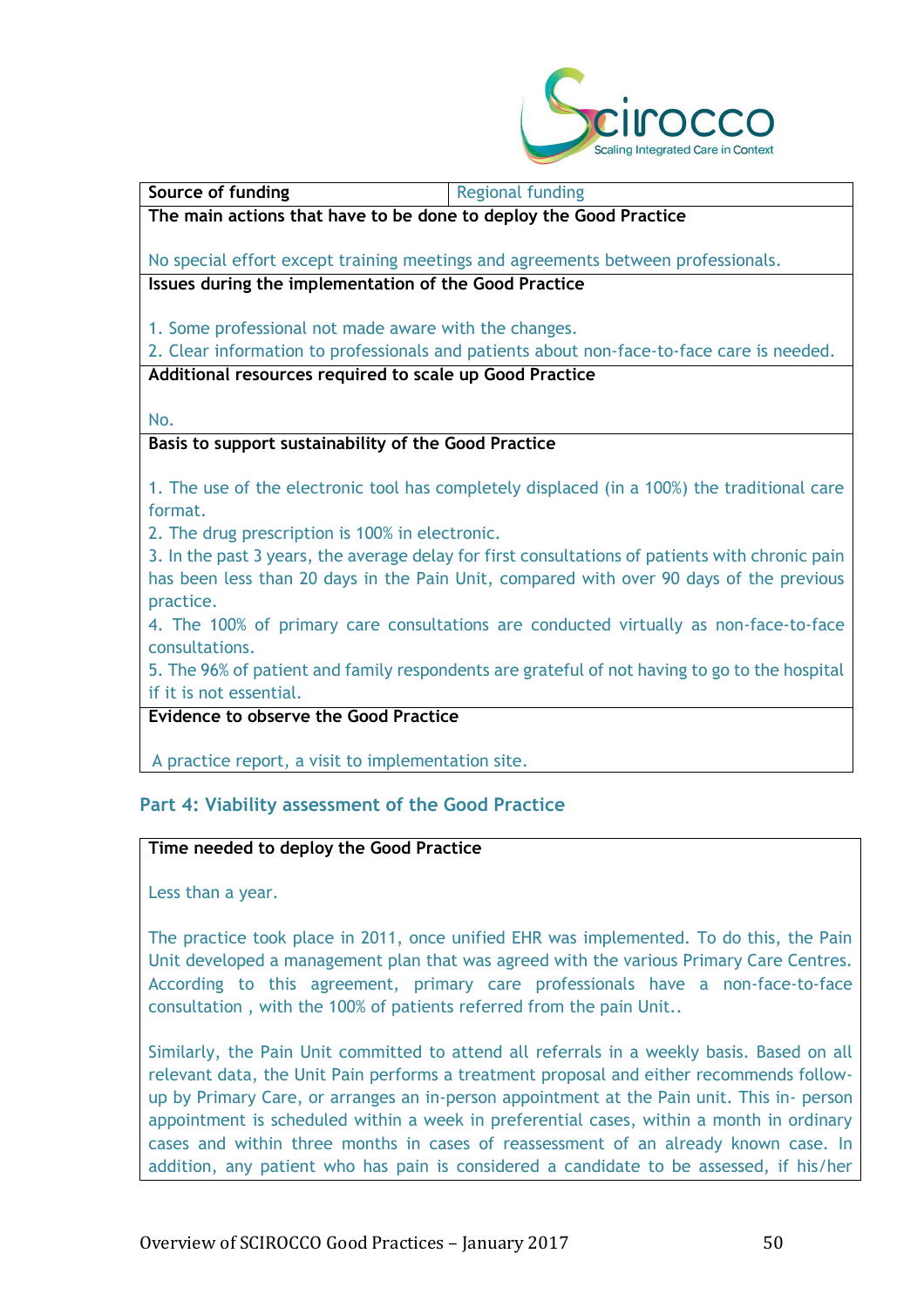| Source of funding | Regional funding |
|---|---|
| **The main actions that have to be done to deploy the Good Practice**<br><br>No special effort except training meetings and agreements between professionals. | |
| **Issues during the implementation of the Good Practice**<br><br>1. Some professional not made aware with the changes.<br>2. Clear information to professionals and patients about non-face-to-face care is needed. | |
| **Additional resources required to scale up Good Practice**<br><br>No. | |
| **Basis to support sustainability of the Good Practice**<br><br>1. The use of the electronic tool has completely displaced (in a 100%) the traditional care format.<br>2. The drug prescription is 100% in electronic.<br>3. In the past 3 years, the average delay for first consultations of patients with chronic pain has been less than 20 days in the Pain Unit, compared with over 90 days of the previous practice.<br>4. The 100% of primary care consultations are conducted virtually as non-face-to-face consultations.<br>5. The 96% of patient and family respondents are grateful of not having to go to the hospital if it is not essential. | |
| **Evidence to observe the Good Practice**<br><br>A practice report, a visit to implementation site. | |

## Part 4: Viability assessment of the Good Practice

| Time needed to deploy the Good Practice |
|---|
| Less than a year.<br><br>The practice took place in 2011, once unified EHR was implemented. To do this, the Pain Unit developed a management plan that was agreed with the various Primary Care Centres. According to this agreement, primary care professionals have a non-face-to-face consultation , with the 100% of patients referred from the pain Unit..<br><br>Similarly, the Pain Unit committed to attend all referrals in a weekly basis. Based on all relevant data, the Unit Pain performs a treatment proposal and either recommends follow-up by Primary Care, or arranges an in-person appointment at the Pain unit. This in- person appointment is scheduled within a week in preferential cases, within a month in ordinary cases and within three months in cases of reassessment of an already known case. In addition, any patient who has pain is considered a candidate to be assessed, if his/her |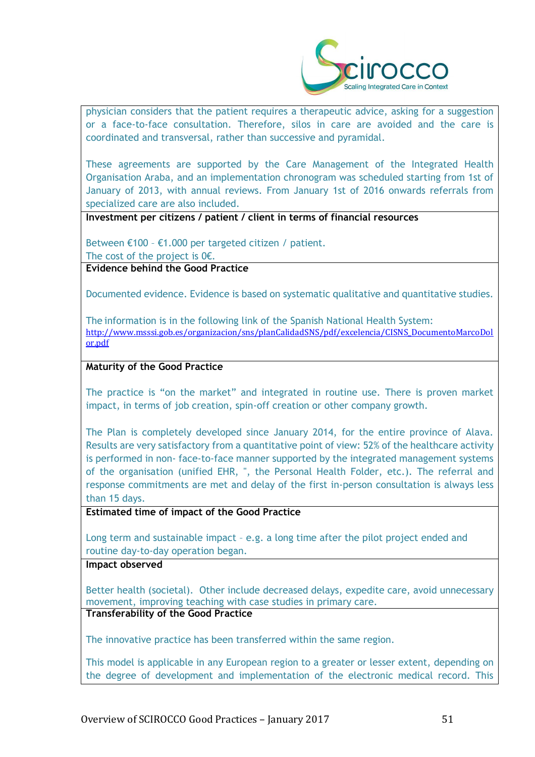physician considers that the patient requires a therapeutic advice, asking for a suggestion or a face-to-face consultation. Therefore, silos in care are avoided and the care is coordinated and transversal, rather than successive and pyramidal.

These agreements are supported by the Care Management of the Integrated Health Organisation Araba, and an implementation chronogram was scheduled starting from 1st of January of 2013, with annual reviews. From January 1st of 2016 onwards referrals from specialized care are also included.

**Investment per citizens / patient / client in terms of financial resources**

Between €100 – €1.000 per targeted citizen / patient.
The cost of the project is 0€.

**Evidence behind the Good Practice**

Documented evidence. Evidence is based on systematic qualitative and quantitative studies.

The information is in the following link of the Spanish National Health System:
http://www.msssi.gob.es/organizacion/sns/planCalidadSNS/pdf/excelencia/CISNS_DocumentoMarcoDolor.pdf

**Maturity of the Good Practice**

The practice is "on the market" and integrated in routine use. There is proven market impact, in terms of job creation, spin-off creation or other company growth.

The Plan is completely developed since January 2014, for the entire province of Alava. Results are very satisfactory from a quantitative point of view: 52% of the healthcare activity is performed in non- face-to-face manner supported by the integrated management systems of the organisation (unified EHR, ", the Personal Health Folder, etc.). The referral and response commitments are met and delay of the first in-person consultation is always less than 15 days.

**Estimated time of impact of the Good Practice**

Long term and sustainable impact – e.g. a long time after the pilot project ended and routine day-to-day operation began.

**Impact observed**

Better health (societal). Other include decreased delays, expedite care, avoid unnecessary movement, improving teaching with case studies in primary care.

**Transferability of the Good Practice**

The innovative practice has been transferred within the same region.

This model is applicable in any European region to a greater or lesser extent, depending on the degree of development and implementation of the electronic medical record. This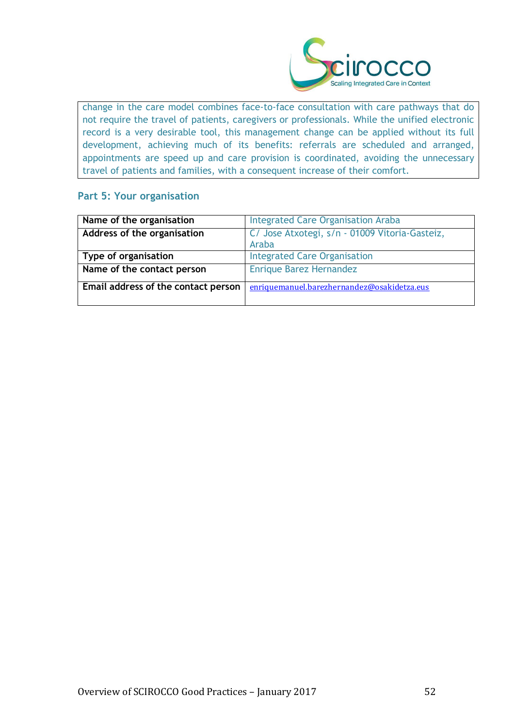change in the care model combines face-to-face consultation with care pathways that do not require the travel of patients, caregivers or professionals. While the unified electronic record is a very desirable tool, this management change can be applied without its full development, achieving much of its benefits: referrals are scheduled and arranged, appointments are speed up and care provision is coordinated, avoiding the unnecessary travel of patients and families, with a consequent increase of their comfort.

## Part 5: Your organisation

| | |
|---|---|
| **Name of the organisation** | Integrated Care Organisation Araba |
| **Address of the organisation** | C/ Jose Atxotegi, s/n - 01009 Vitoria-Gasteiz, Araba |
| **Type of organisation** | Integrated Care Organisation |
| **Name of the contact person** | Enrique Barez Hernandez |
| **Email address of the contact person** | enriquemanuel.barezhernandez@osakidetza.eus |